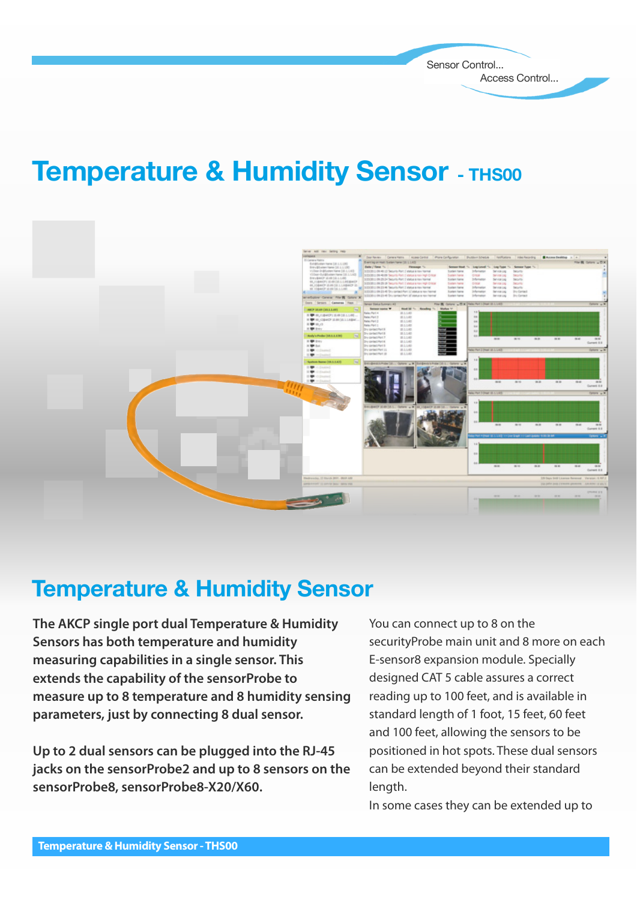Sensor Control...
Access Control...

# Temperature & Humidity Sensor - THS00

## Temperature & Humidity Sensor

**The AKCP single port dual Temperature & Humidity Sensors has both temperature and humidity measuring capabilities in a single sensor. This extends the capability of the sensorProbe to measure up to 8 temperature and 8 humidity sensing parameters, just by connecting 8 dual sensor.**

**Up to 2 dual sensors can be plugged into the RJ-45 jacks on the sensorProbe2 and up to 8 sensors on the sensorProbe8, sensorProbe8-X20/X60.**

You can connect up to 8 on the securityProbe main unit and 8 more on each E-sensor8 expansion module. Specially designed CAT 5 cable assures a correct reading up to 100 feet, and is available in standard length of 1 foot, 15 feet, 60 feet and 100 feet, allowing the sensors to be positioned in hot spots. These dual sensors can be extended beyond their standard length.

In some cases they can be extended up to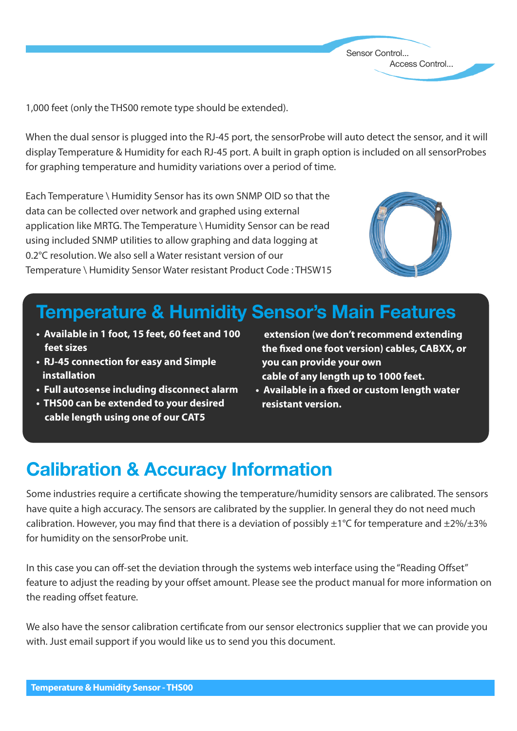1,000 feet (only the THS00 remote type should be extended).

When the dual sensor is plugged into the RJ-45 port, the sensorProbe will auto detect the sensor, and it will display Temperature & Humidity for each RJ-45 port. A built in graph option is included on all sensorProbes for graphing temperature and humidity variations over a period of time.

Each Temperature \ Humidity Sensor has its own SNMP OID so that the data can be collected over network and graphed using external application like MRTG. The Temperature \ Humidity Sensor can be read using included SNMP utilities to allow graphing and data logging at 0.2°C resolution. We also sell a Water resistant version of our Temperature \ Humidity Sensor Water resistant Product Code : THSW15

## Temperature & Humidity Sensor's Main Features

- **Available in 1 foot, 15 feet, 60 feet and 100 feet sizes**
- **RJ-45 connection for easy and Simple installation**
- **Full autosense including disconnect alarm**
- **THS00 can be extended to your desired cable length using one of our CAT5 extension (we don't recommend extending the fixed one foot version) cables, CABXX, or you can provide your own cable of any length up to 1000 feet.**
- **Available in a fixed or custom length water resistant version.**

## Calibration & Accuracy Information

Some industries require a certificate showing the temperature/humidity sensors are calibrated. The sensors have quite a high accuracy. The sensors are calibrated by the supplier. In general they do not need much calibration. However, you may find that there is a deviation of possibly ±1°C for temperature and ±2%/±3% for humidity on the sensorProbe unit.

In this case you can off-set the deviation through the systems web interface using the "Reading Offset" feature to adjust the reading by your offset amount. Please see the product manual for more information on the reading offset feature.

We also have the sensor calibration certificate from our sensor electronics supplier that we can provide you with. Just email support if you would like us to send you this document.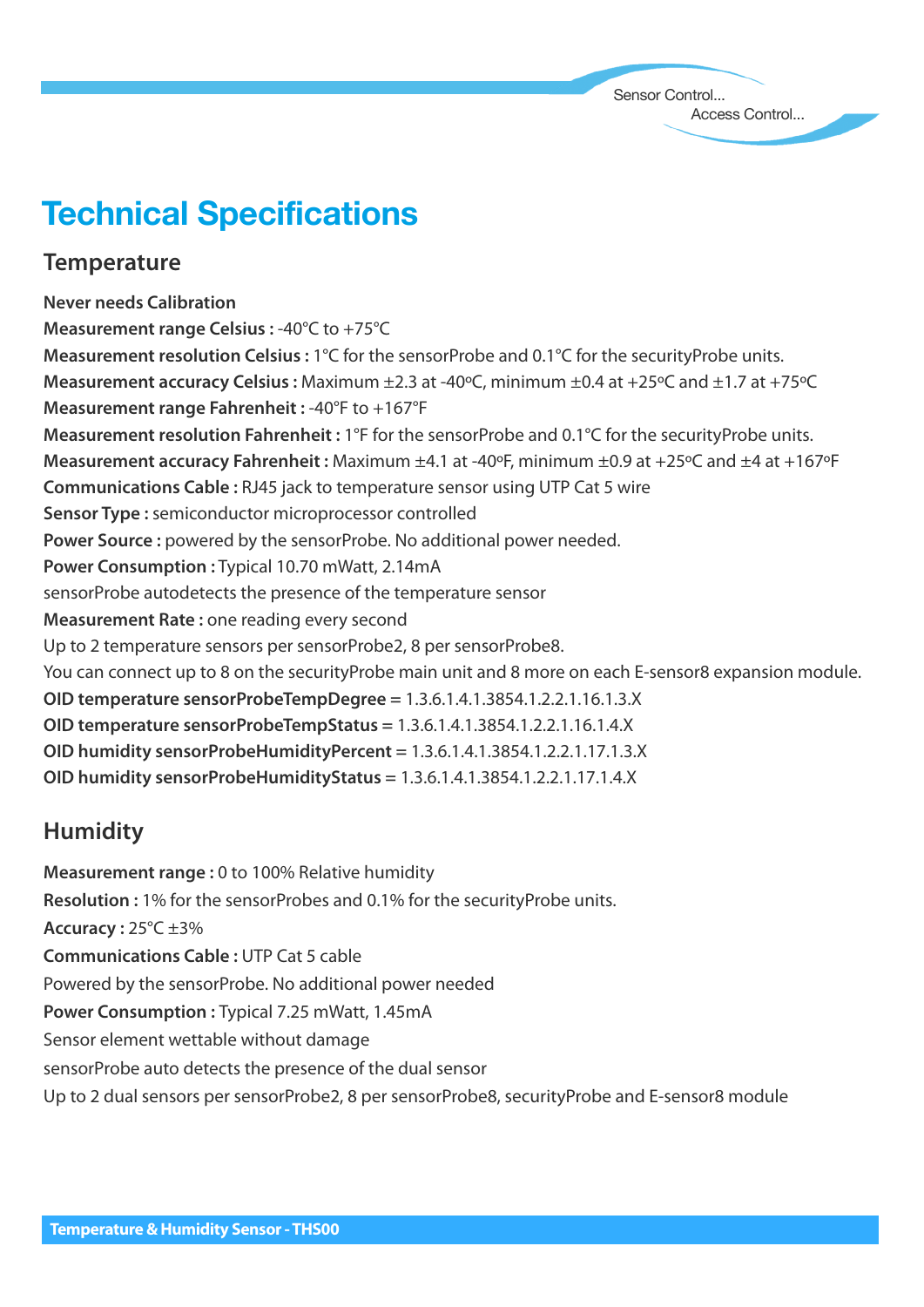# Technical Specifications

## Temperature

**Never needs Calibration**
**Measurement range Celsius :** -40°C to +75°C
**Measurement resolution Celsius :** 1°C for the sensorProbe and 0.1°C for the securityProbe units.
**Measurement accuracy Celsius :** Maximum ±2.3 at -40ºC, minimum ±0.4 at +25ºC and ±1.7 at +75ºC
**Measurement range Fahrenheit :** -40°F to +167°F
**Measurement resolution Fahrenheit :** 1°F for the sensorProbe and 0.1°C for the securityProbe units.
**Measurement accuracy Fahrenheit :** Maximum ±4.1 at -40ºF, minimum ±0.9 at +25ºC and ±4 at +167ºF
**Communications Cable :** RJ45 jack to temperature sensor using UTP Cat 5 wire
**Sensor Type :** semiconductor microprocessor controlled
**Power Source :** powered by the sensorProbe. No additional power needed.
**Power Consumption :** Typical 10.70 mWatt, 2.14mA
sensorProbe autodetects the presence of the temperature sensor
**Measurement Rate :** one reading every second
Up to 2 temperature sensors per sensorProbe2, 8 per sensorProbe8.
You can connect up to 8 on the securityProbe main unit and 8 more on each E-sensor8 expansion module.
**OID temperature sensorProbeTempDegree** = 1.3.6.1.4.1.3854.1.2.2.1.16.1.3.X
**OID temperature sensorProbeTempStatus** = 1.3.6.1.4.1.3854.1.2.2.1.16.1.4.X
**OID humidity sensorProbeHumidityPercent** = 1.3.6.1.4.1.3854.1.2.2.1.17.1.3.X
**OID humidity sensorProbeHumidityStatus** = 1.3.6.1.4.1.3854.1.2.2.1.17.1.4.X

## Humidity

**Measurement range :** 0 to 100% Relative humidity
**Resolution :** 1% for the sensorProbes and 0.1% for the securityProbe units.
**Accuracy :** 25°C ±3%
**Communications Cable :** UTP Cat 5 cable
Powered by the sensorProbe. No additional power needed
**Power Consumption :** Typical 7.25 mWatt, 1.45mA
Sensor element wettable without damage
sensorProbe auto detects the presence of the dual sensor
Up to 2 dual sensors per sensorProbe2, 8 per sensorProbe8, securityProbe and E-sensor8 module